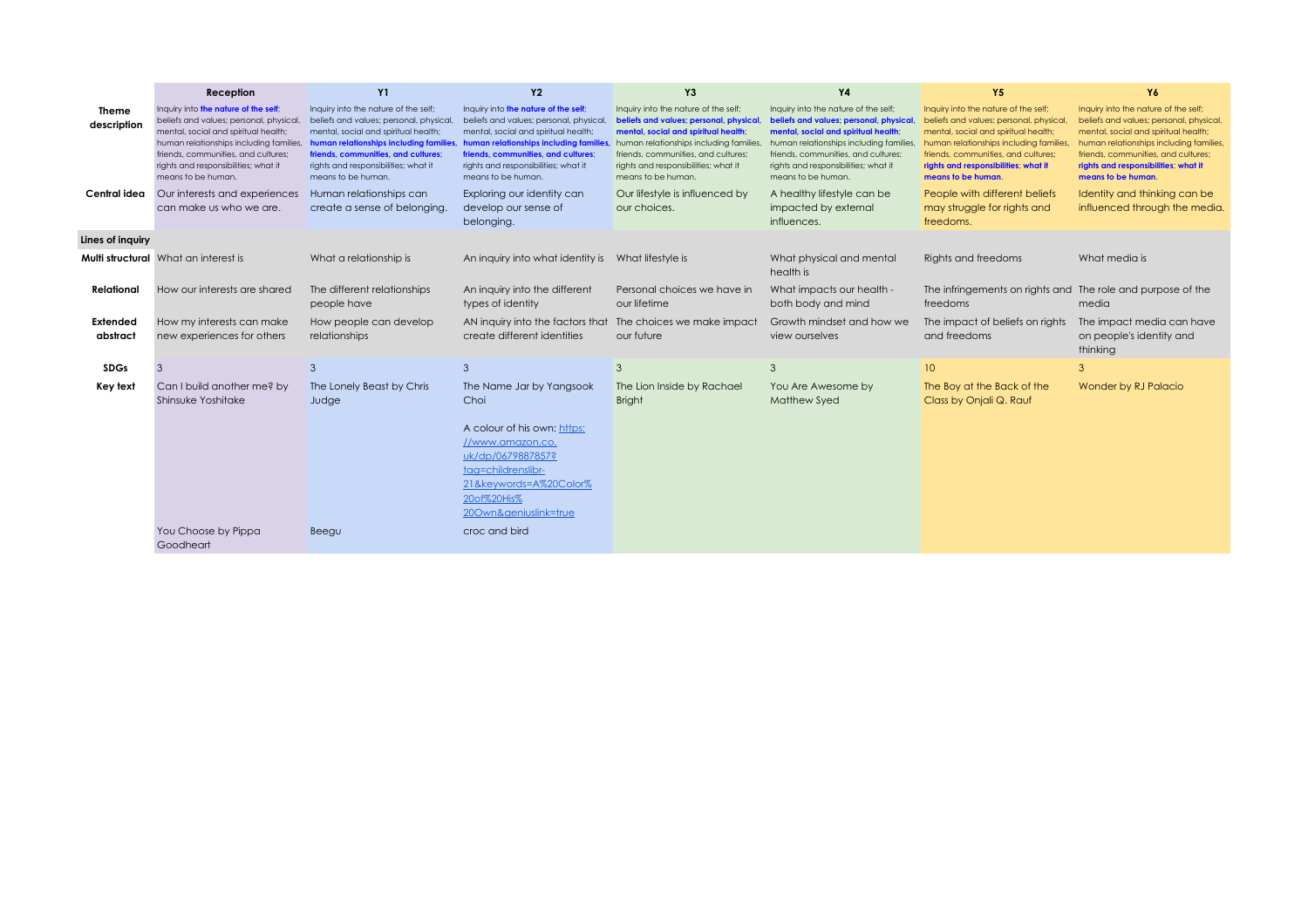| | Reception | Y1 | Y2 | Y3 | Y4 | Y5 | Y6 |
|---|---|---|---|---|---|---|---|
| **Theme description** | Inquiry into **the nature of the self**; beliefs and values; personal, physical, mental, social and spiritual health; human relationships including families, friends, communities, and cultures; rights and responsibilities; what it means to be human. | Inquiry into the nature of the self; beliefs and values; personal, physical, mental, social and spiritual health; **human relationships including families, friends, communities, and cultures**; rights and responsibilities; what it means to be human. | Inquiry into **the nature of the self**; beliefs and values; personal, physical, mental, social and spiritual health; **human relationships including families, friends, communities, and cultures**; rights and responsibilities; what it means to be human. | Inquiry into the nature of the self; **beliefs and values; personal, physical, mental, social and spiritual health**; human relationships including families, friends, communities, and cultures; rights and responsibilities; what it means to be human. | Inquiry into the nature of the self; **beliefs and values; personal, physical, mental, social and spiritual health**; human relationships including families, friends, communities, and cultures; rights and responsibilities; what it means to be human. | Inquiry into the nature of the self; beliefs and values; personal, physical, mental, social and spiritual health; human relationships including families, friends, communities, and cultures; **rights and responsibilities; what it means to be human**. | Inquiry into the nature of the self; beliefs and values; personal, physical, mental, social and spiritual health; human relationships including families, friends, communities, and cultures; **rights and responsibilities; what it means to be human**. |
| **Central idea** | Our interests and experiences can make us who we are. | Human relationships can create a sense of belonging. | Exploring our identity can develop our sense of belonging. | Our lifestyle is influenced by our choices. | A healthy lifestyle can be impacted by external influences. | People with different beliefs may struggle for rights and freedoms. | Identity and thinking can be influenced through the media. |
| **Lines of inquiry** | | | | | | | |
| **Multi structural** | What an interest is | What a relationship is | An inquiry into what identity is | What lifestyle is | What physical and mental health is | Rights and freedoms | What media is |
| **Relational** | How our interests are shared | The different relationships people have | An inquiry into the different types of identity | Personal choices we have in our lifetime | What impacts our health - both body and mind | The infringements on rights and freedoms | The role and purpose of the media |
| **Extended abstract** | How my interests can make new experiences for others | How people can develop relationships | AN inquiry into the factors that create different identities | The choices we make impact our future | Growth mindset and how we view ourselves | The impact of beliefs on rights and freedoms | The impact media can have on people's identity and thinking |
| **SDGs** | 3 | 3 | 3 | 3 | 3 | 10 | 3 |
| **Key text** | Can I build another me? by Shinsuke Yoshitake | The Lonely Beast by Chris Judge | The Name Jar by Yangsook Choi<br><br>A colour of his own: https://www.amazon.co.uk/dp/0679887857?tag=childrenslibr-21&keywords=A%20Color%20of%20His%20Own&geniuslink=true | The Lion Inside by Rachael Bright | You Are Awesome by Matthew Syed | The Boy at the Back of the Class by Onjali Q. Rauf | Wonder by RJ Palacio |
| | You Choose by Pippa Goodheart | Beegu | croc and bird | | | | |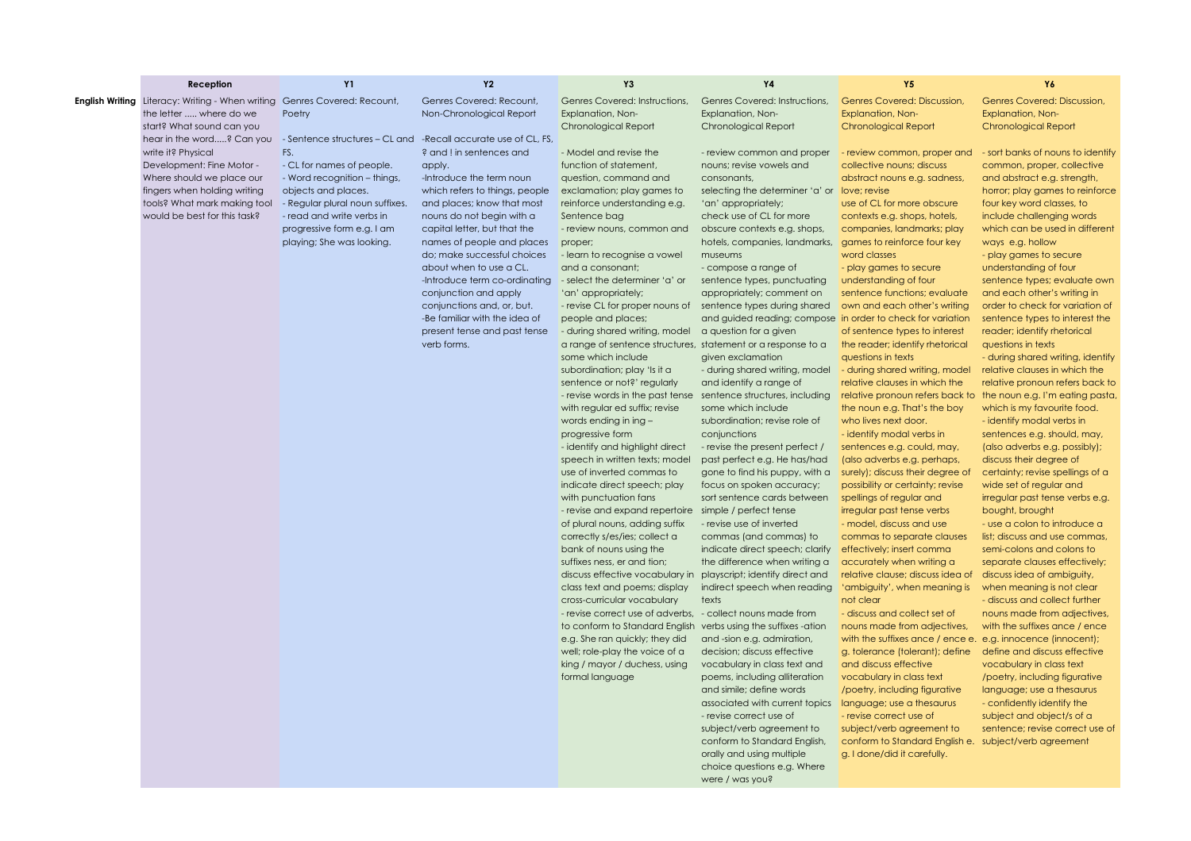| | Reception | Y1 | Y2 | Y3 | Y4 | Y5 | Y6 |
|---|---|---|---|---|---|---|---|
| **English Writing** | Literacy: Writing - When writing the letter ..... where do we start? What sound can you hear in the word.....? Can you write it? Physical Development: Fine Motor - Where should we place our fingers when holding writing tools? What mark making tool would be best for this task? | Genres Covered: Recount, Poetry<br><br>- Sentence structures – CL and FS.<br>- CL for names of people.<br>- Word recognition – things, objects and places.<br>- Regular plural noun suffixes.<br>- read and write verbs in progressive form e.g. I am playing; She was looking. | Genres Covered: Recount, Non-Chronological Report<br><br>-Recall accurate use of CL, FS, ? and ! in sentences and apply.<br>-Introduce the term noun which refers to things, people and places; know that most nouns do not begin with a capital letter, but that the names of people and places do; make successful choices about when to use a CL.<br>-Introduce term co-ordinating conjunction and apply conjunctions and, or, but.<br>-Be familiar with the idea of present tense and past tense verb forms. | Genres Covered: Instructions, Explanation, Non-Chronological Report<br><br>- Model and revise the function of statement, question, command and exclamation; play games to reinforce understanding e.g. Sentence bag<br>- review nouns, common and proper;<br>- learn to recognise a vowel and a consonant;<br>- select the determiner 'a' or 'an' appropriately;<br>- revise CL for proper nouns of people and places;<br>- during shared writing, model a range of sentence structures, some which include subordination; play 'Is it a sentence or not?' regularly<br>- revise words in the past tense with regular ed suffix; revise words ending in ing – progressive form<br>- identify and highlight direct speech in written texts; model use of inverted commas to indicate direct speech; play with punctuation fans<br>- revise and expand repertoire of plural nouns, adding suffix correctly s/es/ies; collect a bank of nouns using the suffixes ness, er and tion; discuss effective vocabulary in class text and poems; display cross-curricular vocabulary<br>- revise correct use of adverbs, to conform to Standard English e.g. She ran quickly; they did well; role-play the voice of a king / mayor / duchess, using formal language | Genres Covered: Instructions, Explanation, Non-Chronological Report<br><br>- review common and proper nouns; revise vowels and consonants,<br>selecting the determiner 'a' or 'an' appropriately;<br>check use of CL for more obscure contexts e.g. shops, hotels, companies, landmarks, museums<br>- compose a range of sentence types, punctuating appropriately; comment on sentence types during shared and guided reading; compose a question for a given statement or a response to a given exclamation<br>- during shared writing, model and identify a range of sentence structures, including some which include subordination; revise role of conjunctions<br>- revise the present perfect / past perfect e.g. He has/had gone to find his puppy, with a focus on spoken accuracy; sort sentence cards between simple / perfect tense<br>- revise use of inverted commas (and commas) to indicate direct speech; clarify the difference when writing a playscript; identify direct and indirect speech when reading texts<br>- collect nouns made from verbs using the suffixes -ation and -sion e.g. admiration, decision; discuss effective vocabulary in class text and poems, including alliteration and simile; define words associated with current topics<br>- revise correct use of subject/verb agreement to conform to Standard English, orally and using multiple choice questions e.g. Where were / was you? | Genres Covered: Discussion, Explanation, Non-Chronological Report<br><br>- review common, proper and collective nouns; discuss abstract nouns e.g. sadness, love; revise<br>use of CL for more obscure contexts e.g. shops, hotels, companies, landmarks; play games to reinforce four key word classes<br>- play games to secure understanding of four sentence functions; evaluate own and each other's writing in order to check for variation of sentence types to interest the reader; identify rhetorical questions in texts<br>- during shared writing, model relative clauses in which the relative pronoun refers back to the noun e.g. That's the boy who lives next door.<br>- identify modal verbs in sentences e.g. could, may, (also adverbs e.g. perhaps, surely); discuss their degree of possibility or certainty; revise spellings of regular and irregular past tense verbs<br>- model, discuss and use commas to separate clauses effectively; insert comma accurately when writing a relative clause; discuss idea of 'ambiguity', when meaning is not clear<br>- discuss and collect set of nouns made from adjectives, with the suffixes ance / ence e. g. tolerance (tolerant); define and discuss effective vocabulary in class text /poetry, including figurative language; use a thesaurus<br>- revise correct use of subject/verb agreement to conform to Standard English e. g. I done/did it carefully. | Genres Covered: Discussion, Explanation, Non-Chronological Report<br><br>- sort banks of nouns to identify common, proper, collective and abstract e.g. strength, horror; play games to reinforce four key word classes, to include challenging words which can be used in different ways e.g. hollow<br>- play games to secure understanding of four sentence types; evaluate own and each other's writing in order to check for variation of sentence types to interest the reader; identify rhetorical questions in texts<br>- during shared writing, identify relative clauses in which the relative pronoun refers back to the noun e.g. I'm eating pasta, which is my favourite food.<br>- identify modal verbs in sentences e.g. should, may, (also adverbs e.g. possibly); discuss their degree of certainty; revise spellings of a wide set of regular and irregular past tense verbs e.g. bought, brought<br>- use a colon to introduce a list; discuss and use commas, semi-colons and colons to separate clauses effectively; discuss idea of ambiguity, when meaning is not clear<br>- discuss and collect further nouns made from adjectives, with the suffixes ance / ence e.g. innocence (innocent); define and discuss effective vocabulary in class text /poetry, including figurative language; use a thesaurus<br>- confidently identify the subject and object/s of a sentence; revise correct use of subject/verb agreement |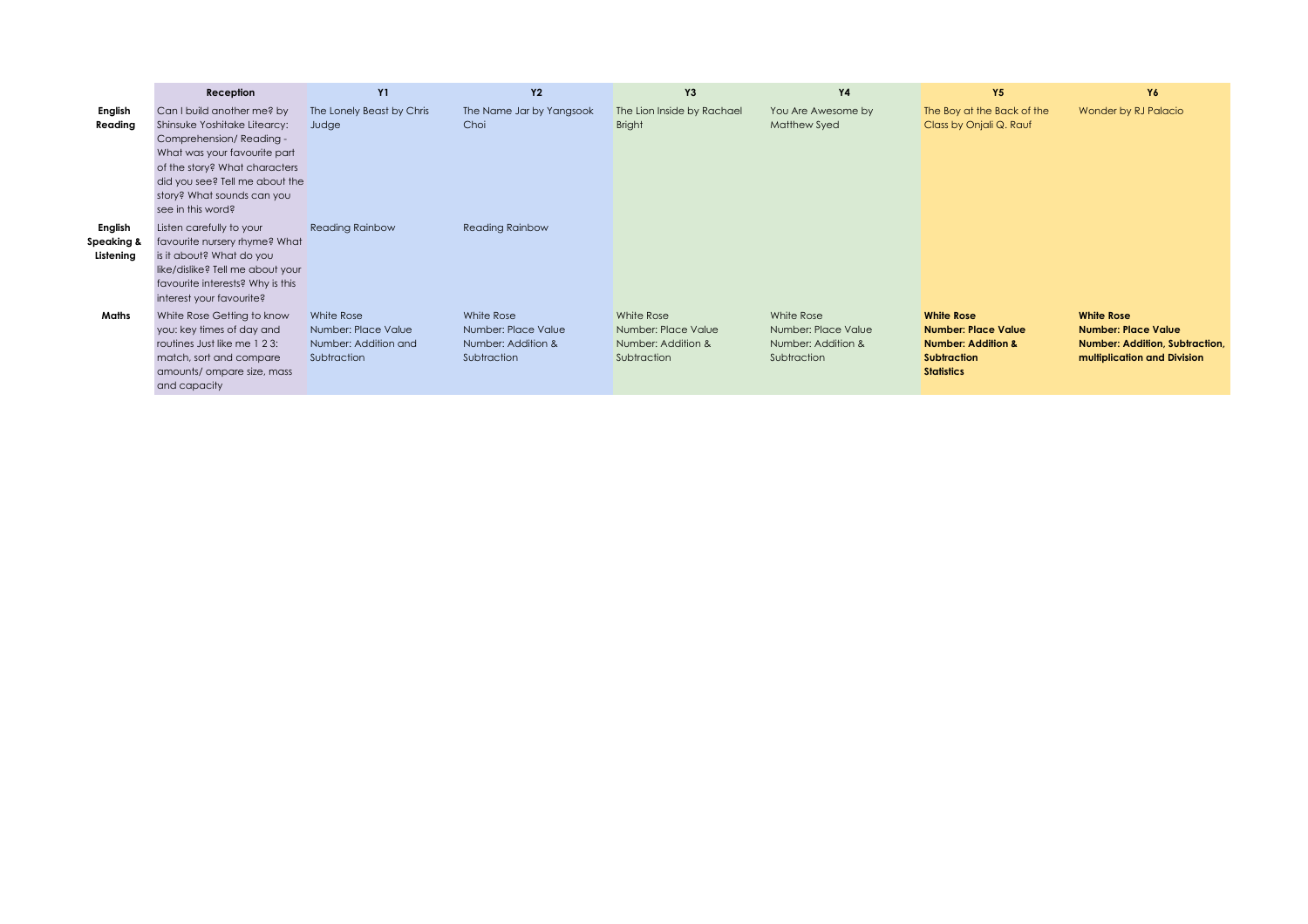| | Reception | Y1 | Y2 | Y3 | Y4 | Y5 | Y6 |
|---|---|---|---|---|---|---|---|
| **English Reading** | Can I build another me? by Shinsuke Yoshitake Liteacry: Comprehension/ Reading - What was your favourite part of the story? What characters did you see? Tell me about the story? What sounds can you see in this word? | The Lonely Beast by Chris Judge | The Name Jar by Yangsook Choi | The Lion Inside by Rachael Bright | You Are Awesome by Matthew Syed | The Boy at the Back of the Class by Onjali Q. Rauf | Wonder by RJ Palacio |
| **English Speaking & Listening** | Listen carefully to your favourite nursery rhyme? What is it about? What do you like/dislike? Tell me about your favourite interests? Why is this interest your favourite? | Reading Rainbow | Reading Rainbow | | | | |
| **Maths** | White Rose Getting to know you: key times of day and routines Just like me 1 2 3: match, sort and compare amounts/ ompare size, mass and capacity | White Rose Number: Place Value Number: Addition and Subtraction | White Rose Number: Place Value Number: Addition & Subtraction | White Rose Number: Place Value Number: Addition & Subtraction | White Rose Number: Place Value Number: Addition & Subtraction | **White Rose Number: Place Value Number: Addition & Subtraction Statistics** | **White Rose Number: Place Value Number: Addition, Subtraction, multiplication and Division** |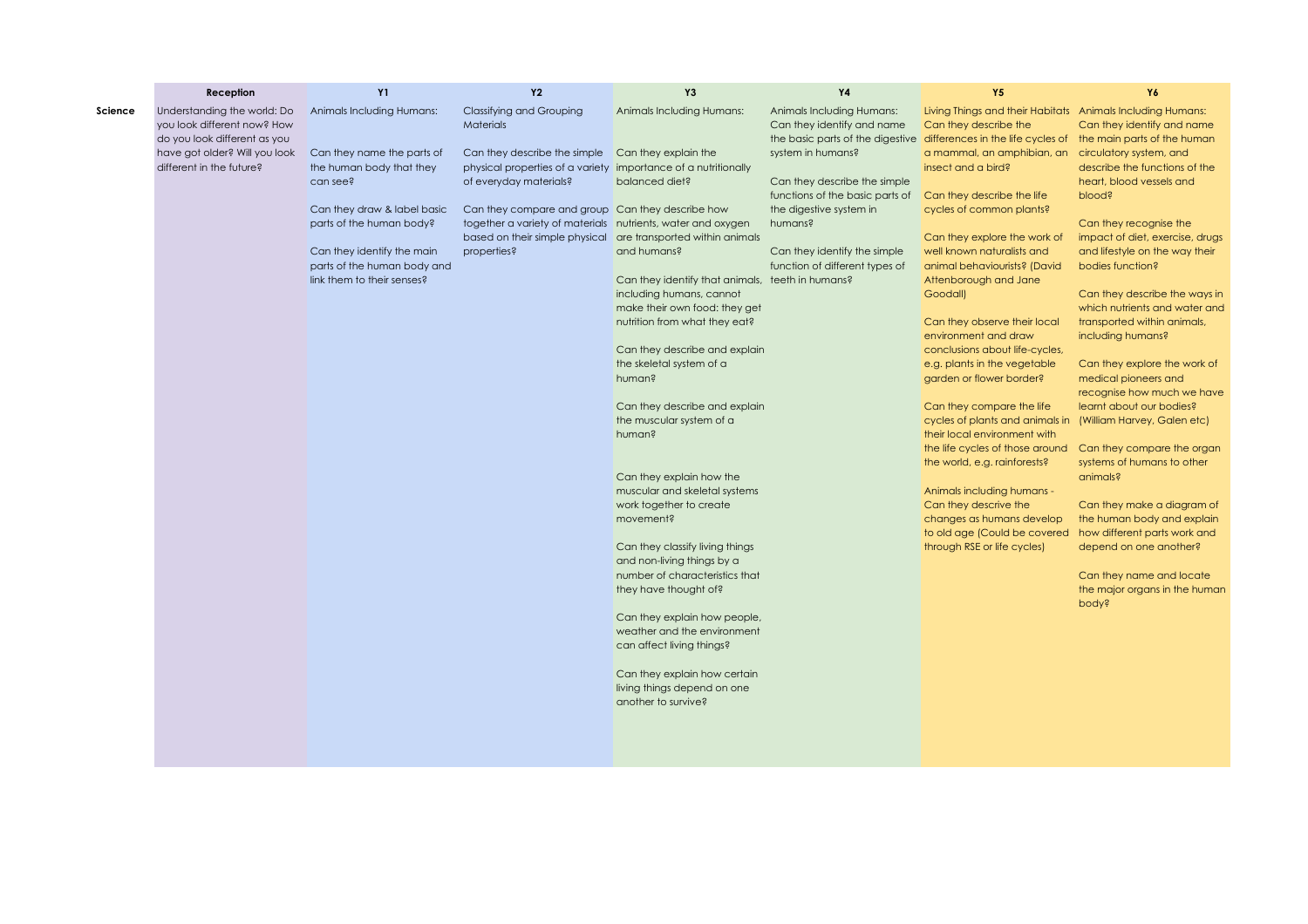| | Reception | Y1 | Y2 | Y3 | Y4 | Y5 | Y6 |
|---|---|---|---|---|---|---|---|
| **Science** | Understanding the world: Do you look different now? How do you look different as you have got older? Will you look different in the future? | Animals Including Humans:<br><br>Can they name the parts of the human body that they can see?<br><br>Can they draw & label basic parts of the human body?<br><br>Can they identify the main parts of the human body and link them to their senses? | Classifying and Grouping Materials<br><br>Can they describe the simple physical properties of a variety of everyday materials?<br><br>Can they compare and group together a variety of materials based on their simple physical properties? | Animals Including Humans:<br><br>Can they explain the importance of a nutritionally balanced diet?<br><br>Can they describe how nutrients, water and oxygen are transported within animals and humans?<br><br>Can they identify that animals, including humans, cannot make their own food: they get nutrition from what they eat?<br><br>Can they describe and explain the skeletal system of a human?<br><br>Can they describe and explain the muscular system of a human?<br><br>Can they explain how the muscular and skeletal systems work together to create movement?<br><br>Can they classify living things and non-living things by a number of characteristics that they have thought of?<br><br>Can they explain how people, weather and the environment can affect living things?<br><br>Can they explain how certain living things depend on one another to survive? | Animals Including Humans: Can they identify and name the basic parts of the digestive system in humans?<br><br>Can they describe the simple functions of the basic parts of the digestive system in humans?<br><br>Can they identify the simple function of different types of teeth in humans? | Living Things and their Habitats Can they describe the differences in the life cycles of a mammal, an amphibian, an insect and a bird?<br><br>Can they describe the life cycles of common plants?<br><br>Can they explore the work of well known naturalists and animal behaviourists? (David Attenborough and Jane Goodall)<br><br>Can they observe their local environment and draw conclusions about life-cycles, e.g. plants in the vegetable garden or flower border?<br><br>Can they compare the life cycles of plants and animals in their local environment with the life cycles of those around the world, e.g. rainforests?<br><br>Animals including humans - Can they descrive the changes as humans develop to old age (Could be covered through RSE or life cycles) | Animals Including Humans: Can they identify and name the main parts of the human circulatory system, and describe the functions of the heart, blood vessels and blood?<br><br>Can they recognise the impact of diet, exercise, drugs and lifestyle on the way their bodies function?<br><br>Can they describe the ways in which nutrients and water and transported within animals, including humans?<br><br>Can they explore the work of medical pioneers and recognise how much we have learnt about our bodies? (William Harvey, Galen etc)<br><br>Can they compare the organ systems of humans to other animals?<br><br>Can they make a diagram of the human body and explain how different parts work and depend on one another?<br><br>Can they name and locate the major organs in the human body? |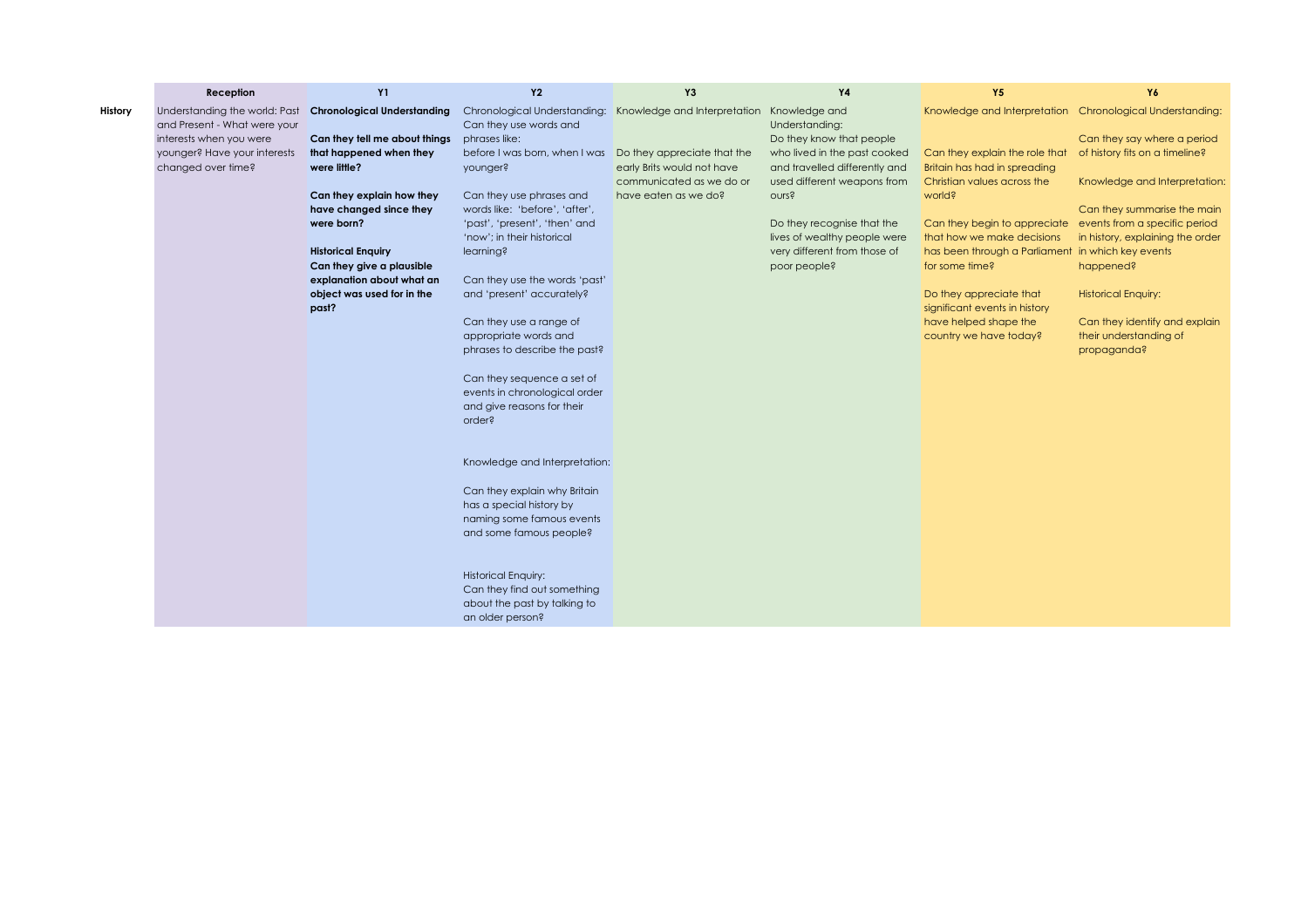| | Reception | Y1 | Y2 | Y3 | Y4 | Y5 | Y6 |
|---|---|---|---|---|---|---|---|
| **History** | Understanding the world: Past and Present - What were your interests when you were younger? Have your interests changed over time? | **Chronological Understanding**<br><br>**Can they tell me about things that happened when they were little?**<br><br>**Can they explain how they have changed since they were born?**<br><br>**Historical Enquiry**<br>**Can they give a plausible explanation about what an object was used for in the past?** | Chronological Understanding: Can they use words and phrases like:<br>before I was born, when I was younger?<br><br>Can they use phrases and words like: 'before', 'after', 'past', 'present', 'then' and 'now'; in their historical learning?<br><br>Can they use the words 'past' and 'present' accurately?<br><br>Can they use a range of appropriate words and phrases to describe the past?<br><br>Can they sequence a set of events in chronological order and give reasons for their order?<br><br>Knowledge and Interpretation:<br><br>Can they explain why Britain has a special history by naming some famous events and some famous people?<br><br>Historical Enquiry:<br>Can they find out something about the past by talking to an older person? | Knowledge and Interpretation<br><br>Do they appreciate that the early Brits would not have communicated as we do or have eaten as we do? | Knowledge and Understanding:<br>Do they know that people who lived in the past cooked and travelled differently and used different weapons from ours?<br><br>Do they recognise that the lives of wealthy people were very different from those of poor people? | Knowledge and Interpretation<br><br>Can they explain the role that Britain has had in spreading Christian values across the world?<br><br>Can they begin to appreciate that how we make decisions has been through a Parliament for some time?<br><br>Do they appreciate that significant events in history have helped shape the country we have today? | Chronological Understanding:<br><br>Can they say where a period of history fits on a timeline?<br><br>Knowledge and Interpretation:<br><br>Can they summarise the main events from a specific period in history, explaining the order in which key events happened?<br><br>Historical Enquiry:<br><br>Can they identify and explain their understanding of propaganda? |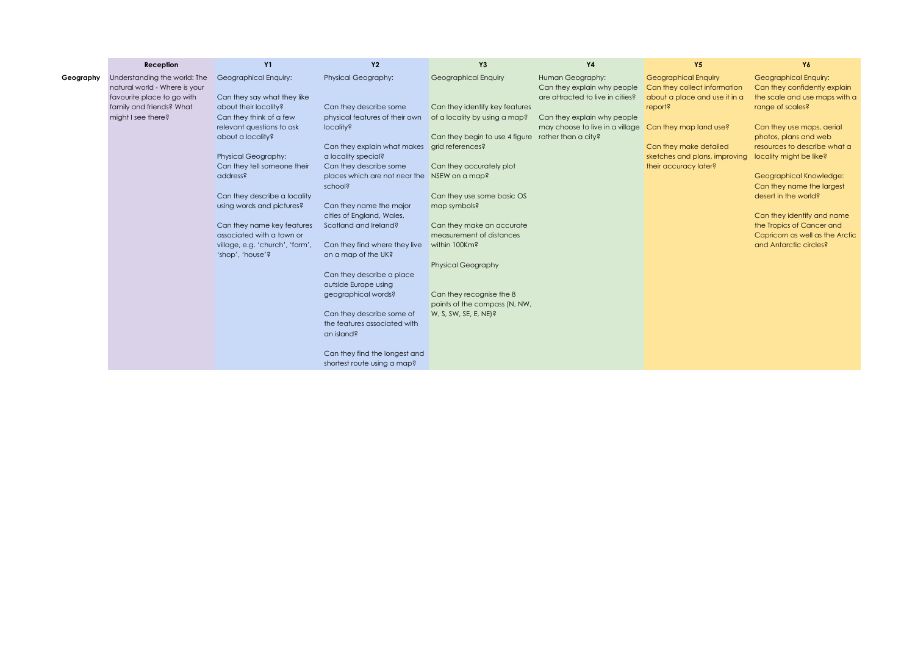| | Reception | Y1 | Y2 | Y3 | Y4 | Y5 | Y6 |
|---|---|---|---|---|---|---|---|
| Geography | Understanding the world: The natural world - Where is your favourite place to go with family and friends? What might I see there? | Geographical Enquiry:<br><br>Can they say what they like about their locality?<br>Can they think of a few relevant questions to ask about a locality?<br><br>Physical Geography:<br>Can they tell someone their address?<br><br>Can they describe a locality using words and pictures?<br><br>Can they name key features associated with a town or village, e.g. 'church', 'farm', 'shop', 'house'? | Physical Geography:<br><br>Can they describe some physical features of their own locality?<br><br>Can they explain what makes a locality special?<br>Can they describe some places which are not near the school?<br><br>Can they name the major cities of England, Wales, Scotland and Ireland?<br><br>Can they find where they live on a map of the UK?<br><br>Can they describe a place outside Europe using geographical words?<br><br>Can they describe some of the features associated with an island?<br><br>Can they find the longest and shortest route using a map? | Geographical Enquiry<br><br>Can they identify key features of a locality by using a map?<br><br>Can they begin to use 4 figure grid references?<br><br>Can they accurately plot NSEW on a map?<br><br>Can they use some basic OS map symbols?<br><br>Can they make an accurate measurement of distances within 100Km?<br><br>Physical Geography<br><br>Can they recognise the 8 points of the compass (N, NW, W, S, SW, SE, E, NE)? | Human Geography:<br>Can they explain why people are attracted to live in cities?<br><br>Can they explain why people may choose to live in a village rather than a city? | Geographical Enquiry<br>Can they collect information about a place and use it in a report?<br><br>Can they map land use?<br><br>Can they make detailed sketches and plans, improving their accuracy later? | Geographical Enquiry:<br>Can they confidently explain the scale and use maps with a range of scales?<br><br>Can they use maps, aerial photos, plans and web resources to describe what a locality might be like?<br><br>Geographical Knowledge:<br>Can they name the largest desert in the world?<br><br>Can they identify and name the Tropics of Cancer and Capricorn as well as the Arctic and Antarctic circles? |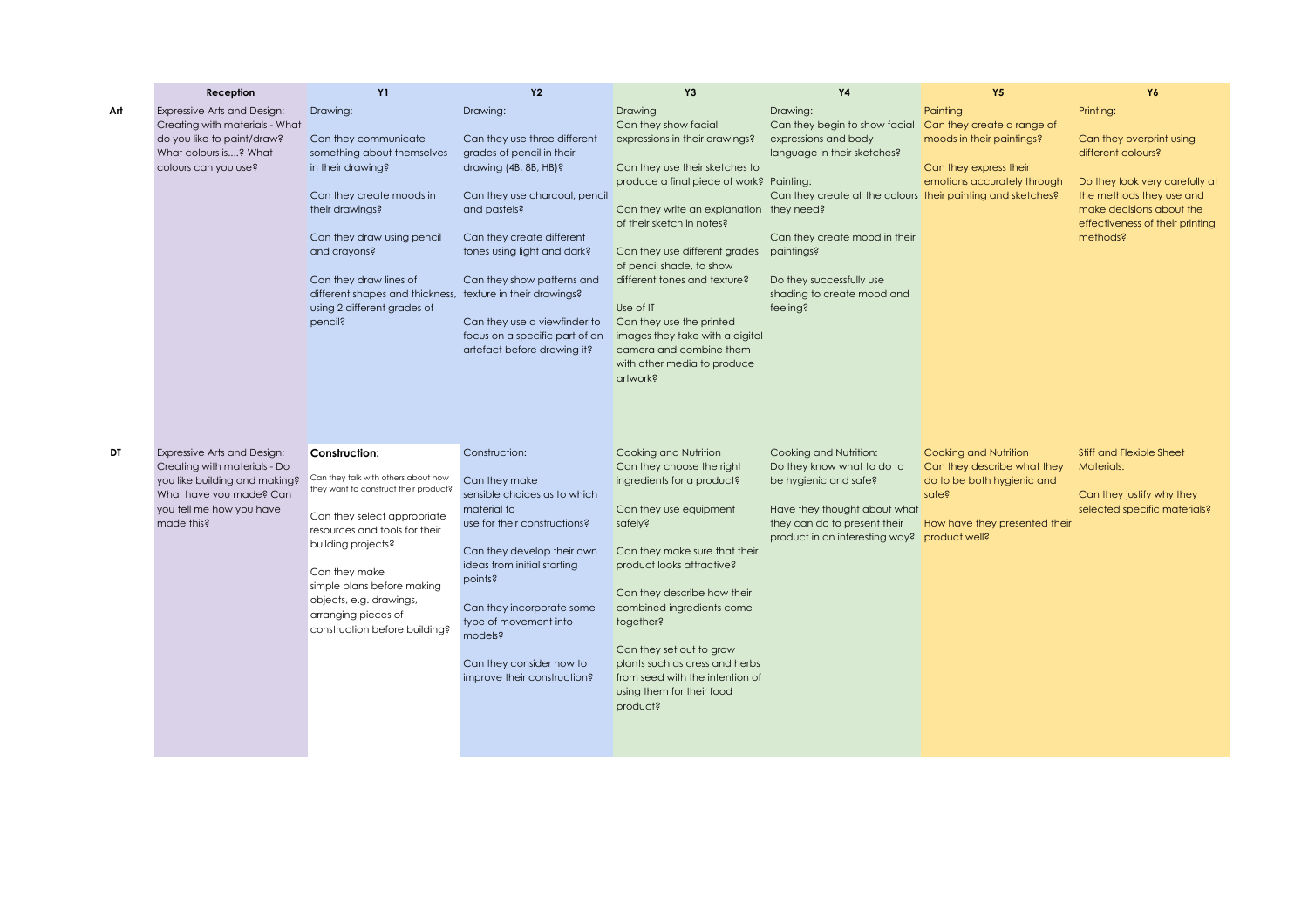| | Reception | Y1 | Y2 | Y3 | Y4 | Y5 | Y6 |
|---|---|---|---|---|---|---|---|
| **Art** | Expressive Arts and Design: Creating with materials - What do you like to paint/draw? What colours is....? What colours can you use? | Drawing:<br><br>Can they communicate something about themselves in their drawing?<br><br>Can they create moods in their drawings?<br><br>Can they draw using pencil and crayons?<br><br>Can they draw lines of different shapes and thickness, using 2 different grades of pencil? | Drawing:<br><br>Can they use three different grades of pencil in their drawing (4B, 8B, HB)?<br><br>Can they use charcoal, pencil and pastels?<br><br>Can they create different tones using light and dark?<br><br>Can they show patterns and texture in their drawings?<br><br>Can they use a viewfinder to focus on a specific part of an artefact before drawing it? | Drawing<br>Can they show facial expressions in their drawings?<br><br>Can they use their sketches to produce a final piece of work?<br><br>Can they write an explanation of their sketch in notes?<br><br>Can they use different grades of pencil shade, to show different tones and texture?<br><br>Use of IT<br>Can they use the printed images they take with a digital camera and combine them with other media to produce artwork? | Drawing:<br>Can they begin to show facial expressions and body language in their sketches?<br><br>Painting:<br>Can they create all the colours they need?<br><br>Can they create mood in their paintings?<br><br>Do they successfully use shading to create mood and feeling? | Painting<br>Can they create a range of moods in their paintings?<br><br>Can they express their emotions accurately through their painting and sketches? | Printing:<br><br>Can they overprint using different colours?<br><br>Do they look very carefully at the methods they use and make decisions about the effectiveness of their printing methods? |
| **DT** | Expressive Arts and Design: Creating with materials - Do you like building and making? What have you made? Can you tell me how you have made this? | **Construction:**<br><br>Can they talk with others about how they want to construct their product?<br><br>Can they select appropriate resources and tools for their building projects?<br><br>Can they make simple plans before making objects, e.g. drawings, arranging pieces of construction before building? | Construction:<br><br>Can they make sensible choices as to which material to use for their constructions?<br><br>Can they develop their own ideas from initial starting points?<br><br>Can they incorporate some type of movement into models?<br><br>Can they consider how to improve their construction? | Cooking and Nutrition<br>Can they choose the right ingredients for a product?<br><br>Can they use equipment safely?<br><br>Can they make sure that their product looks attractive?<br><br>Can they describe how their combined ingredients come together?<br><br>Can they set out to grow plants such as cress and herbs from seed with the intention of using them for their food product? | Cooking and Nutrition:<br>Do they know what to do to be hygienic and safe?<br><br>Have they thought about what they can do to present their product in an interesting way? | Cooking and Nutrition<br>Can they describe what they do to be both hygienic and safe?<br><br>How have they presented their product well? | Stiff and Flexible Sheet Materials:<br><br>Can they justify why they selected specific materials? |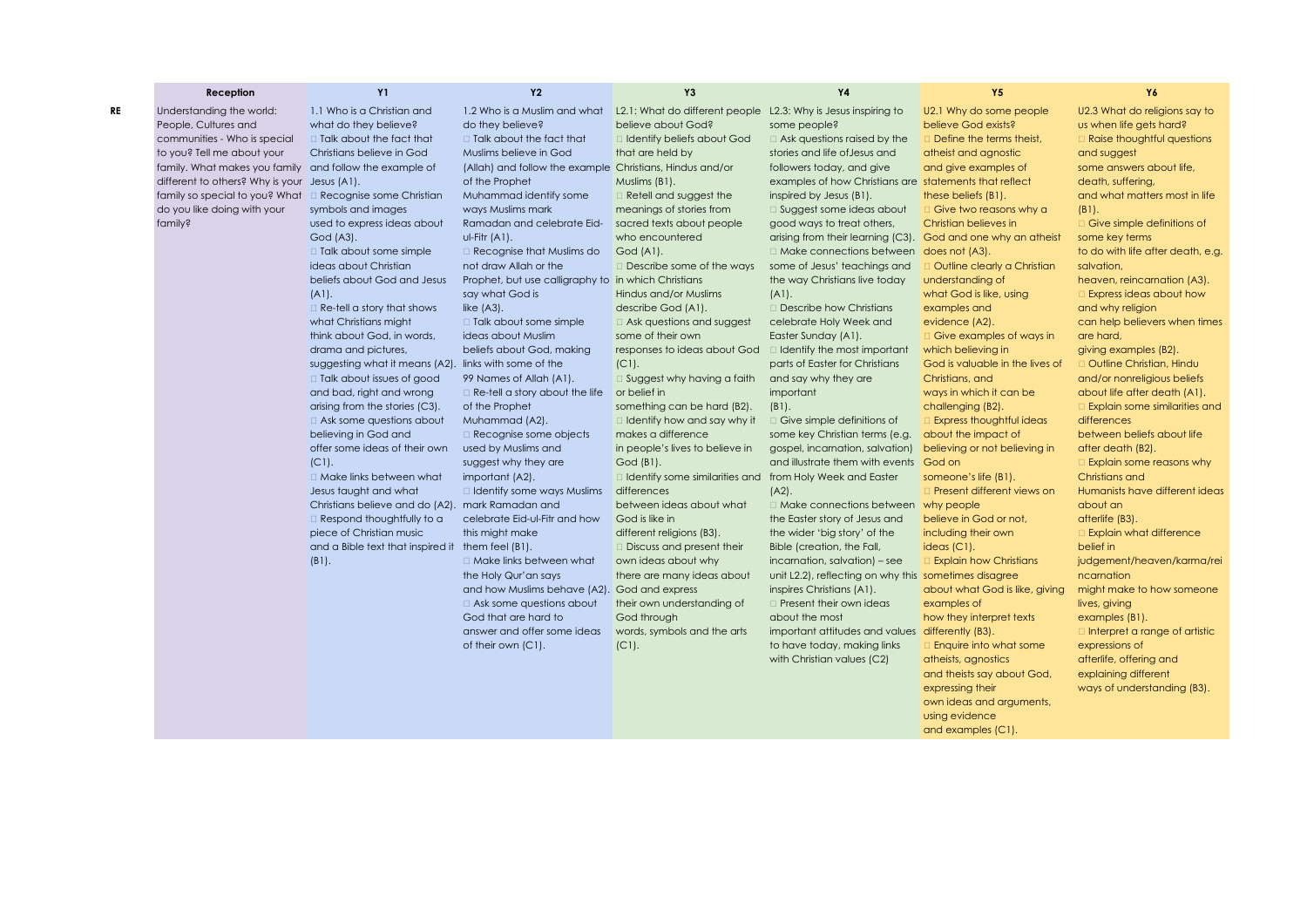| | Reception | Y1 | Y2 | Y3 | Y4 | Y5 | Y6 |
|---|---|---|---|---|---|---|---|
| **RE** | Understanding the world: People, Cultures and communities - Who is special to you? Tell me about your family. What makes you family different to others? Why is your family so special to you? What do you like doing with your family? | 1.1 Who is a Christian and what do they believe?<br>□ Talk about the fact that Christians believe in God and follow the example of Jesus (A1).<br>□ Recognise some Christian symbols and images used to express ideas about God (A3).<br>□ Talk about some simple ideas about Christian beliefs about God and Jesus (A1).<br>□ Re-tell a story that shows what Christians might think about God, in words, drama and pictures, suggesting what it means (A2).<br>□ Talk about issues of good and bad, right and wrong arising from the stories (C3).<br>□ Ask some questions about believing in God and offer some ideas of their own (C1).<br>□ Make links between what Jesus taught and what Christians believe and do (A2).<br>□ Respond thoughtfully to a piece of Christian music and a Bible text that inspired it (B1). | 1.2 Who is a Muslim and what do they believe?<br>□ Talk about the fact that Muslims believe in God (Allah) and follow the example of the Prophet Muhammad identify some ways Muslims mark Ramadan and celebrate Eid-ul-Fitr (A1).<br>□ Recognise that Muslims do not draw Allah or the Prophet, but use calligraphy to say what God is like (A3).<br>□ Talk about some simple ideas about Muslim beliefs about God, making links with some of the 99 Names of Allah (A1).<br>□ Re-tell a story about the life of the Prophet Muhammad (A2).<br>□ Recognise some objects used by Muslims and suggest why they are important (A2).<br>□ Identify some ways Muslims mark Ramadan and celebrate Eid-ul-Fitr and how this might make them feel (B1).<br>□ Make links between what the Holy Qur'an says and how Muslims behave (A2).<br>□ Ask some questions about God that are hard to answer and offer some ideas of their own (C1). | L2.1: What do different people believe about God?<br>□ Identify beliefs about God that are held by Christians, Hindus and/or Muslims (B1).<br>□ Retell and suggest the meanings of stories from sacred texts about people who encountered God (A1).<br>□ Describe some of the ways in which Christians Hindus and/or Muslims describe God (A1).<br>□ Ask questions and suggest some of their own responses to ideas about God (C1).<br>□ Suggest why having a faith or belief in something can be hard (B2).<br>□ Identify how and say why it makes a difference in people's lives to believe in God (B1).<br>□ Identify some similarities and differences between ideas about what God is like in different religions (B3).<br>□ Discuss and present their own ideas about why there are many ideas about God and express their own understanding of God through words, symbols and the arts (C1). | L2.3: Why is Jesus inspiring to some people?<br>□ Ask questions raised by the stories and life ofJesus and followers today, and give examples of how Christians are inspired by Jesus (B1).<br>□ Suggest some ideas about good ways to treat others, arising from their learning (C3).<br>□ Make connections between some of Jesus' teachings and the way Christians live today (A1).<br>□ Describe how Christians celebrate Holy Week and Easter Sunday (A1).<br>□ Identify the most important parts of Easter for Christians and say why they are important (B1).<br>□ Give simple definitions of some key Christian terms (e.g. gospel, incarnation, salvation) and illustrate them with events from Holy Week and Easter (A2).<br>□ Make connections between the Easter story of Jesus and the wider 'big story' of the Bible (creation, the Fall, incarnation, salvation) – see unit L2.2), reflecting on why this inspires Christians (A1).<br>□ Present their own ideas about the most important attitudes and values to have today, making links with Christian values (C2) | U2.1 Why do some people believe God exists?<br>□ Define the terms theist, atheist and agnostic and give examples of statements that reflect these beliefs (B1).<br>□ Give two reasons why a Christian believes in God and one why an atheist does not (A3).<br>□ Outline clearly a Christian understanding of what God is like, using examples and evidence (A2).<br>□ Give examples of ways in which believing in God is valuable in the lives of Christians, and ways in which it can be challenging (B2).<br>□ Express thoughtful ideas about the impact of believing or not believing in God on someone's life (B1).<br>□ Present different views on why people believe in God or not, including their own ideas (C1).<br>□ Explain how Christians sometimes disagree about what God is like, giving examples of how they interpret texts differently (B3).<br>□ Enquire into what some atheists, agnostics and theists say about God, expressing their own ideas and arguments, using evidence and examples (C1). | U2.3 What do religions say to us when life gets hard?<br>□ Raise thoughtful questions and suggest some answers about life, death, suffering, and what matters most in life (B1).<br>□ Give simple definitions of some key terms to do with life after death, e.g. salvation, heaven, reincarnation (A3).<br>□ Express ideas about how and why religion can help believers when times are hard, giving examples (B2).<br>□ Outline Christian, Hindu and/or nonreligious beliefs about life after death (A1).<br>□ Explain some similarities and differences between beliefs about life after death (B2).<br>□ Explain some reasons why Christians and Humanists have different ideas about an afterlife (B3).<br>□ Explain what difference belief in judgement/heaven/karma/reincarnation might make to how someone lives, giving examples (B1).<br>□ Interpret a range of artistic expressions of afterlife, offering and explaining different ways of understanding (B3). |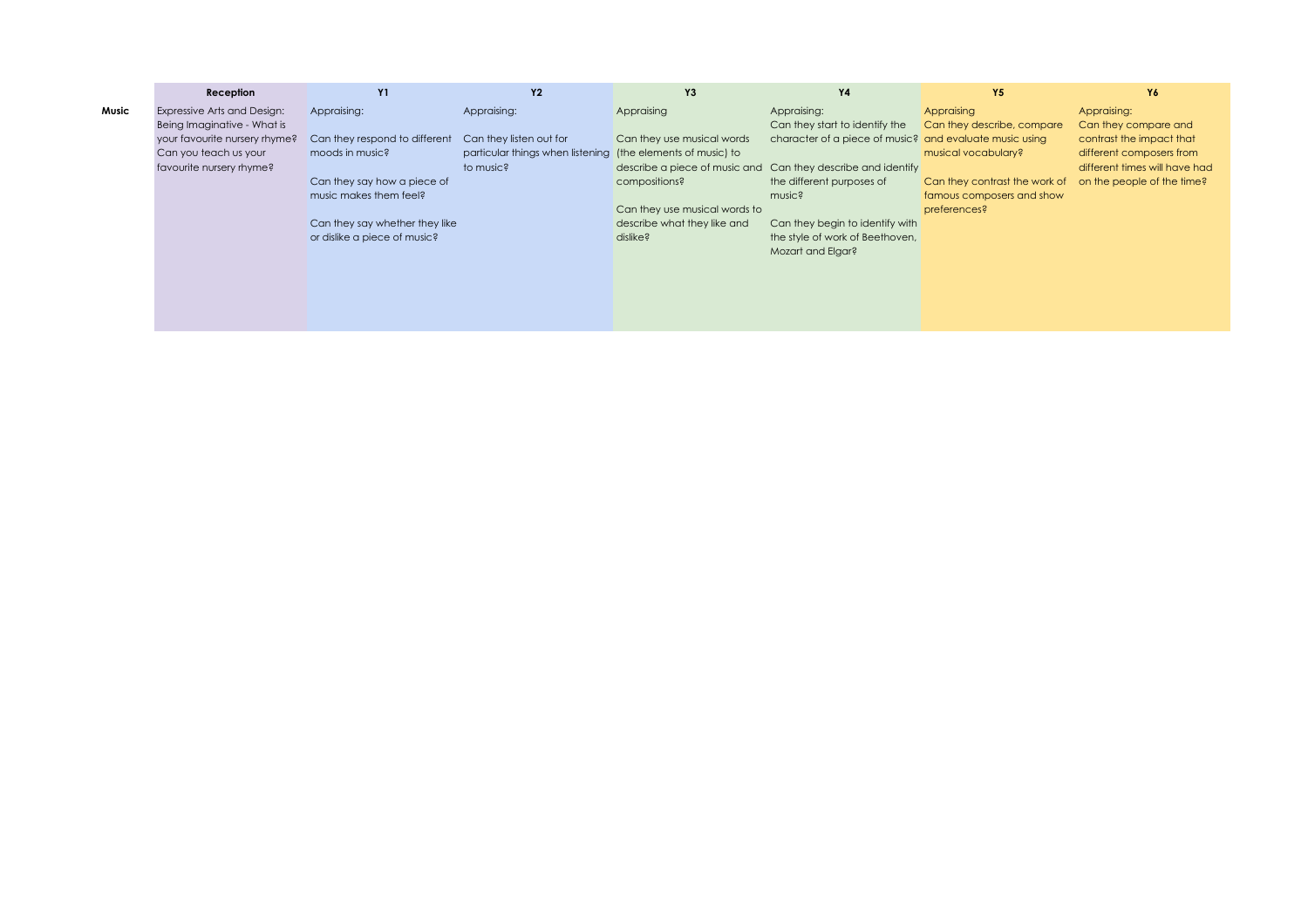| | Reception | Y1 | Y2 | Y3 | Y4 | Y5 | Y6 |
|---|---|---|---|---|---|---|---|
| **Music** | Expressive Arts and Design: Being Imaginative - What is your favourite nursery rhyme? Can you teach us your favourite nursery rhyme? | Appraising:<br><br>Can they respond to different moods in music?<br><br>Can they say how a piece of music makes them feel?<br><br>Can they say whether they like or dislike a piece of music? | Appraising:<br><br>Can they listen out for particular things when listening to music? | Appraising<br><br>Can they use musical words (the elements of music) to describe a piece of music and compositions?<br><br>Can they use musical words to describe what they like and dislike? | Appraising:<br>Can they start to identify the character of a piece of music?<br><br>Can they describe and identify the different purposes of music?<br><br>Can they begin to identify with the style of work of Beethoven, Mozart and Elgar? | Appraising<br>Can they describe, compare and evaluate music using musical vocabulary?<br><br>Can they contrast the work of famous composers and show preferences? | Appraising:<br>Can they compare and contrast the impact that different composers from different times will have had on the people of the time? |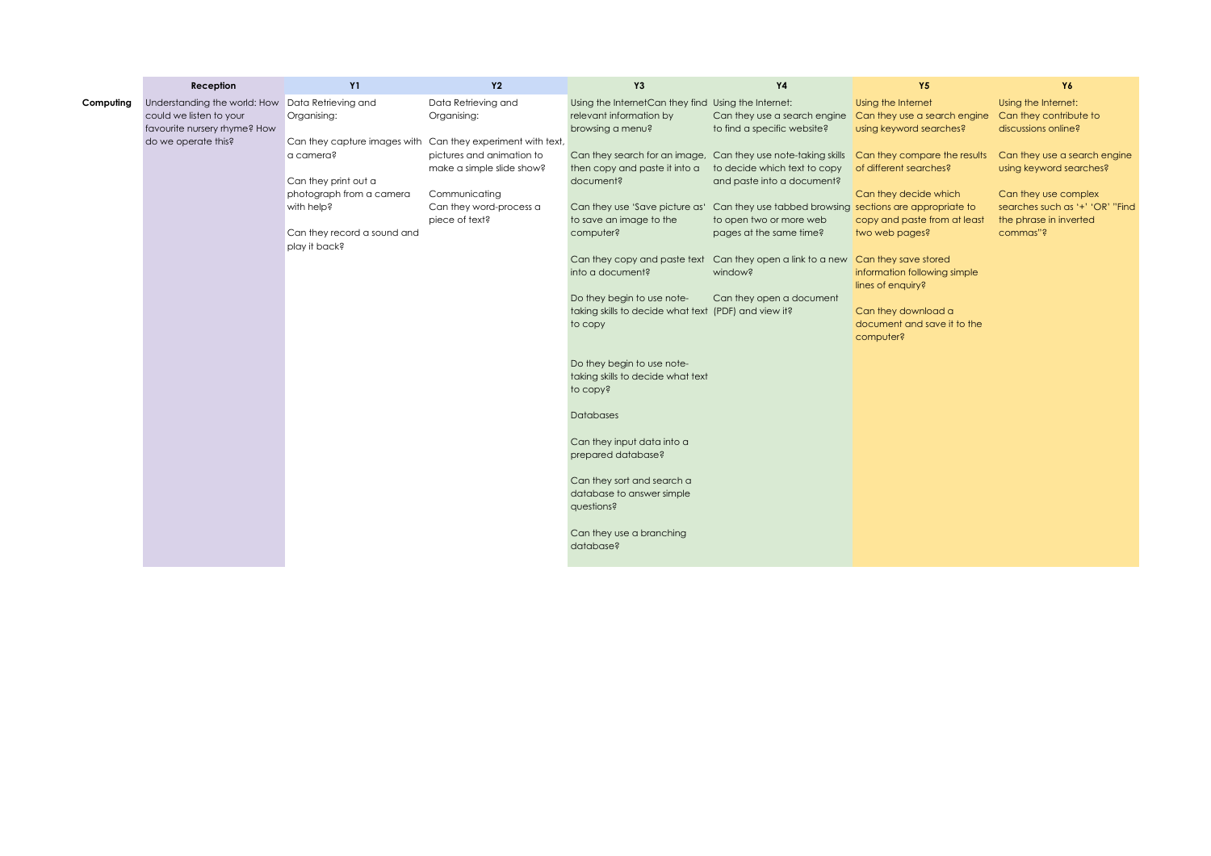| | Reception | Y1 | Y2 | Y3 | Y4 | Y5 | Y6 |
|---|---|---|---|---|---|---|---|
| **Computing** | Understanding the world: How could we listen to your favourite nursery rhyme? How do we operate this? | Data Retrieving and Organising:<br><br>Can they capture images with a camera?<br><br>Can they print out a photograph from a camera with help?<br><br>Can they record a sound and play it back? | Data Retrieving and Organising:<br><br>Can they experiment with text, pictures and animation to make a simple slide show?<br><br>Communicating<br>Can they word-process a piece of text? | Using the InternetCan they find relevant information by browsing a menu?<br><br>Can they search for an image, then copy and paste it into a document?<br><br>Can they use 'Save picture as' to save an image to the computer?<br><br>Can they copy and paste text into a document?<br><br>Do they begin to use note-taking skills to decide what text to copy<br><br>Do they begin to use note-taking skills to decide what text to copy?<br><br>Databases<br><br>Can they input data into a prepared database?<br><br>Can they sort and search a database to answer simple questions?<br><br>Can they use a branching database? | Using the Internet:<br>Can they use a search engine to find a specific website?<br><br>Can they use note-taking skills to decide which text to copy and paste into a document?<br><br>Can they use tabbed browsing to open two or more web pages at the same time?<br><br>Can they open a link to a new window?<br><br>Can they open a document (PDF) and view it? | Using the Internet<br>Can they use a search engine using keyword searches?<br><br>Can they compare the results of different searches?<br><br>Can they decide which sections are appropriate to copy and paste from at least two web pages?<br><br>Can they save stored information following simple lines of enquiry?<br><br>Can they download a document and save it to the computer? | Using the Internet:<br>Can they contribute to discussions online?<br><br>Can they use a search engine using keyword searches?<br><br>Can they use complex searches such as '+' 'OR' "Find the phrase in inverted commas"? |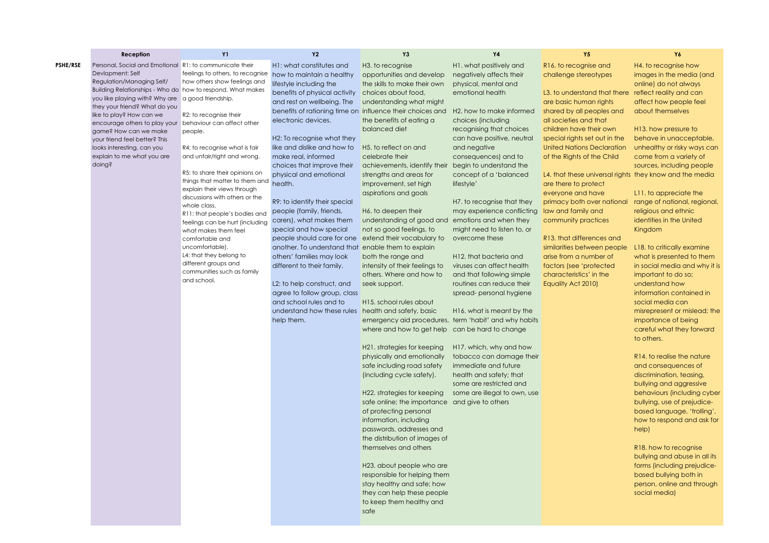| | Reception | Y1 | Y2 | Y3 | Y4 | Y5 | Y6 |
|---|---|---|---|---|---|---|---|
| **PSHE/RSE** | Personal, Social and Emotional Devlopment: Self Regulation/Managing Self/ Building Relationships - Who do you like playing with? Why are they your friend? What do you like to play? How can we encourage others to play your game? How can we make your friend feel better? This looks interesting, can you explain to me what you are doing? | R1: to communicate their feelings to others, to recognise how others show feelings and how to respond. What makes a good friendship.<br><br>R2: to recognise their behaviour can affect other people.<br><br>R4: to recognise what is fair and unfair/right and wrong.<br><br>R5: to share their opinions on things that matter to them and explain their views through discussions with others or the whole class.<br>R11: that people's bodies and feelings can be hurt (including what makes them feel comfortable and uncomfortable).<br>L4: that they belong to different groups and communities such as family and school. | H1: what constitutes and how to maintain a healthy lifestyle including the benefits of physical activity and rest on wellbeing. The benefits of rationing time on electronic devices.<br><br>H2: To recognise what they like and dislike and how to make real, informed choices that improve their physical and emotional health.<br><br>R9: to identify their special people (family, friends, carers), what makes them special and how special people should care for one another. To understand that others' families may look different to their family.<br><br>L2: to help construct, and agree to follow group, class and school rules and to understand how these rules help them. | H3. to recognise opportunities and develop the skills to make their own choices about food, understanding what might influence their choices and the benefits of eating a balanced diet<br><br>H5. to reflect on and celebrate their achievements, identify their strengths and areas for improvement, set high aspirations and goals<br><br>H6. to deepen their understanding of good and not so good feelings, to extend their vocabulary to enable them to explain both the range and intensity of their feelings to others. Where and how to seek support.<br><br>H15. school rules about health and safety, basic emergency aid procedures, where and how to get help<br><br>H21. strategies for keeping physically and emotionally safe including road safety (including cycle safety).<br><br>H22. strategies for keeping safe online; the importance of protecting personal information, including passwords, addresses and the distribution of images of themselves and others<br><br>H23. about people who are responsible for helping them stay healthy and safe; how they can help these people to keep them healthy and safe | H1. what positively and negatively affects their physical, mental and emotional health<br><br>H2. how to make informed choices (including recognising that choices can have positive, neutral and negative consequences) and to begin to understand the concept of a 'balanced lifestyle'<br><br>H7. to recognise that they may experience conflicting emotions and when they might need to listen to, or overcome these<br><br>H12. that bacteria and viruses can affect health and that following simple routines can reduce their spread- personal hygiene<br><br>H16. what is meant by the term 'habit' and why habits can be hard to change<br><br>H17. which, why and how tobacco can damage their immediate and future health and safety; that some are restricted and some are illegal to own, use and give to others | R16. to recognise and challenge stereotypes<br><br>L3. to understand that there are basic human rights shared by all peoples and all societies and that children have their own special rights set out in the United Nations Declaration of the Rights of the Child<br><br>L4. that these universal rights are there to protect everyone and have primacy both over national law and family and community practices<br><br>R13. that differences and similarities between people arise from a number of factors (see 'protected characteristics' in the Equality Act 2010) | H4. to recognise how images in the media (and online) do not always reflect reality and can affect how people feel about themselves<br><br>H13. how pressure to behave in unacceptable, unhealthy or risky ways can come from a variety of sources, including people they know and the media<br><br>L11. to appreciate the range of national, regional, religious and ethnic identities in the United Kingdom<br><br>L18. to critically examine what is presented to them in social media and why it is important to do so; understand how information contained in social media can misrepresent or mislead; the importance of being careful what they forward to others.<br><br>R14. to realise the nature and consequences of discrimination, teasing, bullying and aggressive behaviours (including cyber bullying, use of prejudice-based language, 'trolling', how to respond and ask for help)<br><br>R18. how to recognise bullying and abuse in all its forms (including prejudice-based bullying both in person, online and through social media) |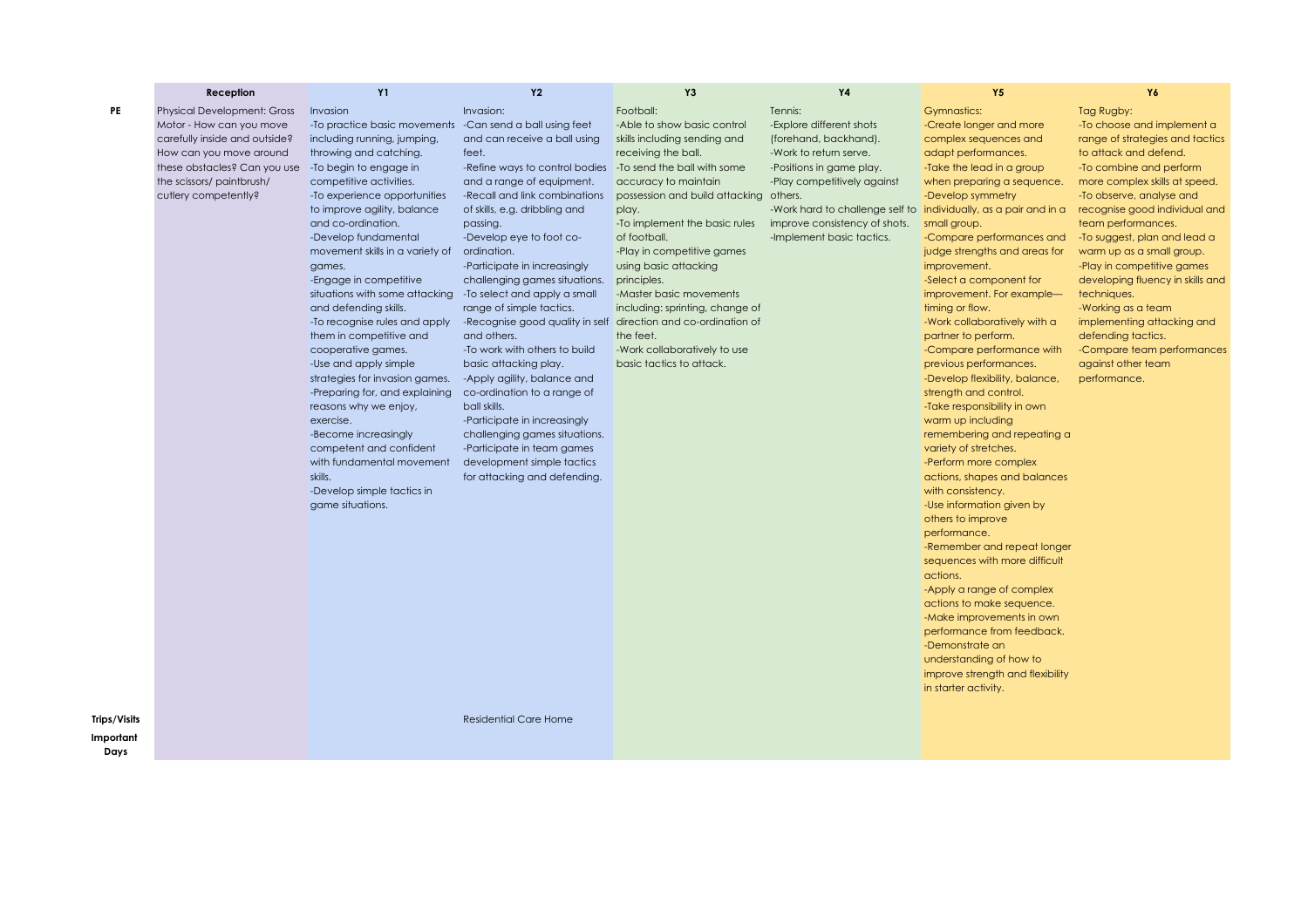| | Reception | Y1 | Y2 | Y3 | Y4 | Y5 | Y6 |
|---|---|---|---|---|---|---|---|
| **PE** | Physical Development: Gross Motor - How can you move carefully inside and outside? How can you move around these obstacles? Can you use the scissors/ paintbrush/ cutlery competently? | Invasion<br>-To practice basic movements including running, jumping, throwing and catching.<br>-To begin to engage in competitive activities.<br>-To experience opportunities to improve agility, balance and co-ordination.<br>-Develop fundamental movement skills in a variety of games.<br>-Engage in competitive situations with some attacking and defending skills.<br>-To recognise rules and apply them in competitive and cooperative games.<br>-Use and apply simple strategies for invasion games.<br>-Preparing for, and explaining reasons why we enjoy, exercise.<br>-Become increasingly competent and confident with fundamental movement skills.<br>-Develop simple tactics in game situations. | Invasion:<br>-Can send a ball using feet and can receive a ball using feet.<br>-Refine ways to control bodies and a range of equipment.<br>-Recall and link combinations of skills, e.g. dribbling and passing.<br>-Develop eye to foot co-ordination.<br>-Participate in increasingly challenging games situations.<br>-To select and apply a small range of simple tactics.<br>-Recognise good quality in self and others.<br>-To work with others to build basic attacking play.<br>-Apply agility, balance and co-ordination to a range of ball skills.<br>-Participate in increasingly challenging games situations.<br>-Participate in team games development simple tactics for attacking and defending. | Football:<br>-Able to show basic control skills including sending and receiving the ball.<br>-To send the ball with some accuracy to maintain possession and build attacking play.<br>-To implement the basic rules of football.<br>-Play in competitive games using basic attacking principles.<br>-Master basic movements including: sprinting, change of direction and co-ordination of the feet.<br>-Work collaboratively to use basic tactics to attack. | Tennis:<br>-Explore different shots (forehand, backhand).<br>-Work to return serve.<br>-Positions in game play.<br>-Play competitively against others.<br>-Work hard to challenge self to improve consistency of shots.<br>-Implement basic tactics. | Gymnastics:<br>-Create longer and more complex sequences and adapt performances.<br>-Take the lead in a group when preparing a sequence.<br>-Develop symmetry individually, as a pair and in a small group.<br>-Compare performances and judge strengths and areas for improvement.<br>-Select a component for improvement. For example—timing or flow.<br>-Work collaboratively with a partner to perform.<br>-Compare performance with previous performances.<br>-Develop flexibility, balance, strength and control.<br>-Take responsibility in own warm up including remembering and repeating a variety of stretches.<br>-Perform more complex actions, shapes and balances with consistency.<br>-Use information given by others to improve performance.<br>-Remember and repeat longer sequences with more difficult actions.<br>-Apply a range of complex actions to make sequence.<br>-Make improvements in own performance from feedback.<br>-Demonstrate an understanding of how to improve strength and flexibility in starter activity. | Tag Rugby:<br>-To choose and implement a range of strategies and tactics to attack and defend.<br>-To combine and perform more complex skills at speed.<br>-To observe, analyse and recognise good individual and team performances.<br>-To suggest, plan and lead a warm up as a small group.<br>-Play in competitive games developing fluency in skills and techniques.<br>-Working as a team implementing attacking and defending tactics.<br>-Compare team performances against other team performance. |
| **Trips/Visits** | | | Residential Care Home | | | | |
| **Important Days** | | | | | | | |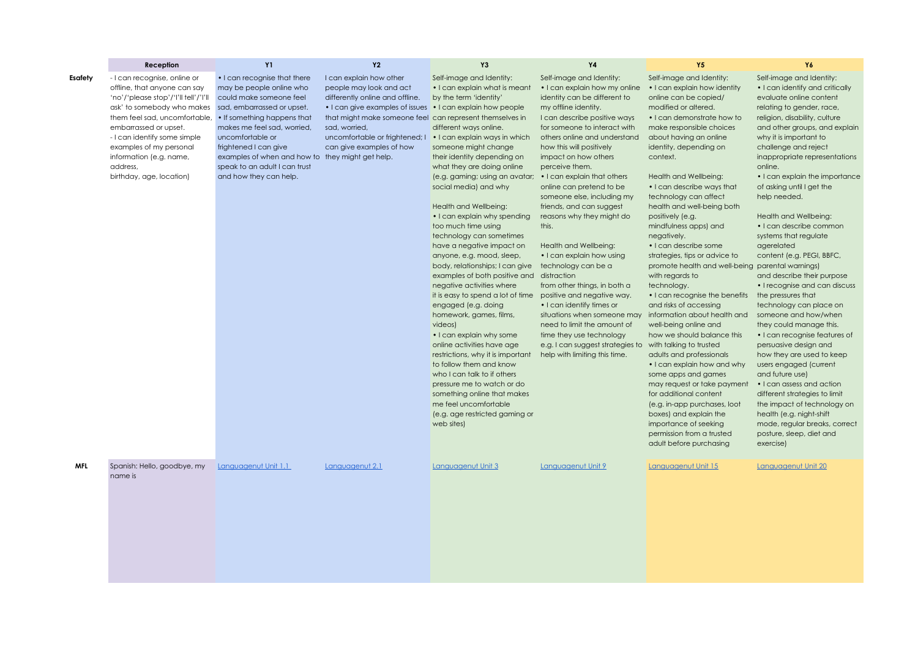| | Reception | Y1 | Y2 | Y3 | Y4 | Y5 | Y6 |
|---|---|---|---|---|---|---|---|
| **Esafety** | - I can recognise, online or offline, that anyone can say 'no'/'please stop'/'I'll tell'/'I'll ask' to somebody who makes them feel sad, uncomfortable, embarrassed or upset.<br>- I can identify some simple examples of my personal information (e.g. name, address, birthday, age, location) | • I can recognise that there may be people online who could make someone feel sad, embarrassed or upset.<br>• If something happens that makes me feel sad, worried, uncomfortable or frightened I can give examples of when and how to speak to an adult I can trust and how they can help. | I can explain how other people may look and act differently online and offline.<br>• I can give examples of issues that might make someone feel sad, worried, uncomfortable or frightened; I can give examples of how they might get help. | Self-image and Identity:<br>• I can explain what is meant by the term 'identity'<br>• I can explain how people can represent themselves in different ways online.<br>• I can explain ways in which someone might change their identity depending on what they are doing online (e.g. gaming; using an avatar; social media) and why<br><br>Health and Wellbeing:<br>• I can explain why spending too much time using technology can sometimes have a negative impact on anyone, e.g. mood, sleep, body, relationships; I can give examples of both positive and negative activities where it is easy to spend a lot of time engaged (e.g. doing homework, games, films, videos)<br>• I can explain why some online activities have age restrictions, why it is important to follow them and know who I can talk to if others pressure me to watch or do something online that makes me feel uncomfortable (e.g. age restricted gaming or web sites) | Self-image and Identity:<br>• I can explain how my online identity can be different to my offline identity.<br>I can describe positive ways for someone to interact with others online and understand how this will positively impact on how others perceive them.<br>• I can explain that others online can pretend to be someone else, including my friends, and can suggest reasons why they might do this.<br><br>Health and Wellbeing:<br>• I can explain how using technology can be a distraction from other things, in both a positive and negative way.<br>• I can identify times or situations when someone may need to limit the amount of time they use technology e.g. I can suggest strategies to help with limiting this time. | Self-image and Identity:<br>• I can explain how identity online can be copied/ modified or altered.<br>• I can demonstrate how to make responsible choices about having an online identity, depending on context.<br><br>Health and Wellbeing:<br>• I can describe ways that technology can affect health and well-being both positively (e.g. mindfulness apps) and negatively.<br>• I can describe some strategies, tips or advice to promote health and well-being with regards to technology.<br>• I can recognise the benefits and risks of accessing information about health and well-being online and how we should balance this with talking to trusted adults and professionals<br>• I can explain how and why some apps and games may request or take payment for additional content (e.g. in-app purchases, loot boxes) and explain the importance of seeking permission from a trusted adult before purchasing | Self-image and Identity:<br>• I can identify and critically evaluate online content relating to gender, race, religion, disability, culture and other groups, and explain why it is important to challenge and reject inappropriate representations online.<br>• I can explain the importance of asking until I get the help needed.<br><br>Health and Wellbeing:<br>• I can describe common systems that regulate agerelated content (e.g. PEGI, BBFC, parental warnings) and describe their purpose<br>• I recognise and can discuss the pressures that technology can place on someone and how/when they could manage this.<br>• I can recognise features of persuasive design and how they are used to keep users engaged (current and future use)<br>• I can assess and action different strategies to limit the impact of technology on health (e.g. night-shift mode, regular breaks, correct posture, sleep, diet and exercise) |
| **MFL** | Spanish: Hello, goodbye, my name is | Languagenut Unit 1.1 | Languagenut 2.1 | Languagenut Unit 3 | Languagenut Unit 9 | Languagenut Unit 15 | Languagenut Unit 20 |